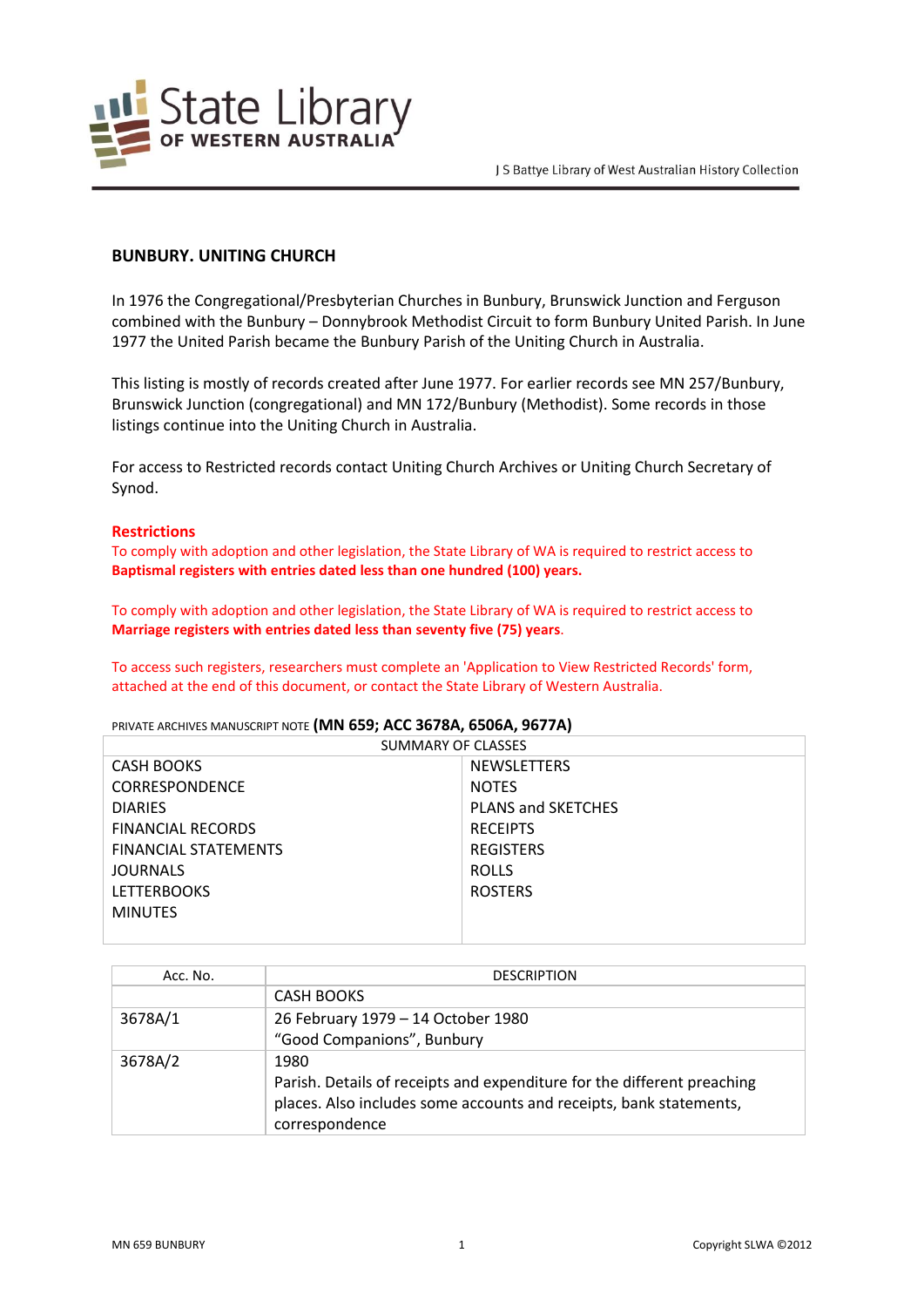State Library OF WESTERN AUSTRALIA

J S Battye Library of West Australian History Collection

## BUNBURY. UNITING CHURCH

In 1976 the Congregational/Presbyterian Churches in Bunbury, Brunswick Junction and Ferguson combined with the Bunbury – Donnybrook Methodist Circuit to form Bunbury United Parish. In June 1977 the United Parish became the Bunbury Parish of the Uniting Church in Australia.

This listing is mostly of records created after June 1977. For earlier records see MN 257/Bunbury, Brunswick Junction (congregational) and MN 172/Bunbury (Methodist). Some records in those listings continue into the Uniting Church in Australia.

For access to Restricted records contact Uniting Church Archives or Uniting Church Secretary of Synod.

**Restrictions**

To comply with adoption and other legislation, the State Library of WA is required to restrict access to **Baptismal registers with entries dated less than one hundred (100) years.**

To comply with adoption and other legislation, the State Library of WA is required to restrict access to **Marriage registers with entries dated less than seventy five (75) years**.

To access such registers, researchers must complete an 'Application to View Restricted Records' form, attached at the end of this document, or contact the State Library of Western Australia.

PRIVATE ARCHIVES MANUSCRIPT NOTE **(MN 659; ACC 3678A, 6506A, 9677A)**

| SUMMARY OF CLASSES | |
|---|---|
| CASH BOOKS | NEWSLETTERS |
| CORRESPONDENCE | NOTES |
| DIARIES | PLANS and SKETCHES |
| FINANCIAL RECORDS | RECEIPTS |
| FINANCIAL STATEMENTS | REGISTERS |
| JOURNALS | ROLLS |
| LETTERBOOKS | ROSTERS |
| MINUTES | |

| Acc. No. | DESCRIPTION |
|---|---|
| | CASH BOOKS |
| 3678A/1 | 26 February 1979 – 14 October 1980<br>"Good Companions", Bunbury |
| 3678A/2 | 1980<br>Parish. Details of receipts and expenditure for the different preaching places. Also includes some accounts and receipts, bank statements, correspondence |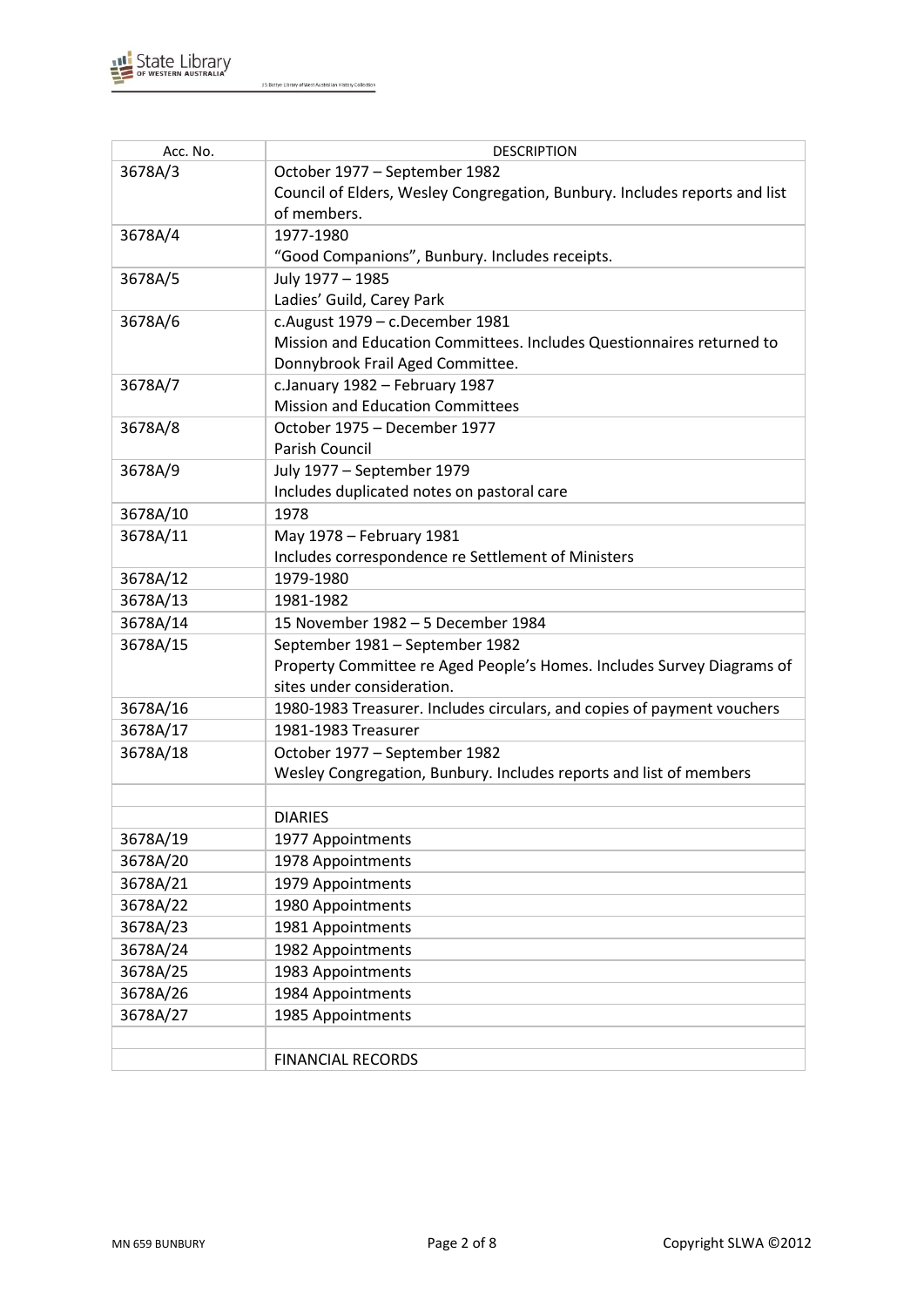| Acc. No. | DESCRIPTION |
|---|---|
| 3678A/3 | October 1977 – September 1982<br>Council of Elders, Wesley Congregation, Bunbury. Includes reports and list of members. |
| 3678A/4 | 1977-1980<br>"Good Companions", Bunbury. Includes receipts. |
| 3678A/5 | July 1977 – 1985<br>Ladies' Guild, Carey Park |
| 3678A/6 | c.August 1979 – c.December 1981<br>Mission and Education Committees. Includes Questionnaires returned to Donnybrook Frail Aged Committee. |
| 3678A/7 | c.January 1982 – February 1987<br>Mission and Education Committees |
| 3678A/8 | October 1975 – December 1977<br>Parish Council |
| 3678A/9 | July 1977 – September 1979<br>Includes duplicated notes on pastoral care |
| 3678A/10 | 1978 |
| 3678A/11 | May 1978 – February 1981<br>Includes correspondence re Settlement of Ministers |
| 3678A/12 | 1979-1980 |
| 3678A/13 | 1981-1982 |
| 3678A/14 | 15 November 1982 – 5 December 1984 |
| 3678A/15 | September 1981 – September 1982<br>Property Committee re Aged People's Homes. Includes Survey Diagrams of sites under consideration. |
| 3678A/16 | 1980-1983 Treasurer. Includes circulars, and copies of payment vouchers |
| 3678A/17 | 1981-1983 Treasurer |
| 3678A/18 | October 1977 – September 1982<br>Wesley Congregation, Bunbury. Includes reports and list of members |
| | |
| | DIARIES |
| 3678A/19 | 1977 Appointments |
| 3678A/20 | 1978 Appointments |
| 3678A/21 | 1979 Appointments |
| 3678A/22 | 1980 Appointments |
| 3678A/23 | 1981 Appointments |
| 3678A/24 | 1982 Appointments |
| 3678A/25 | 1983 Appointments |
| 3678A/26 | 1984 Appointments |
| 3678A/27 | 1985 Appointments |
| | |
| | FINANCIAL RECORDS |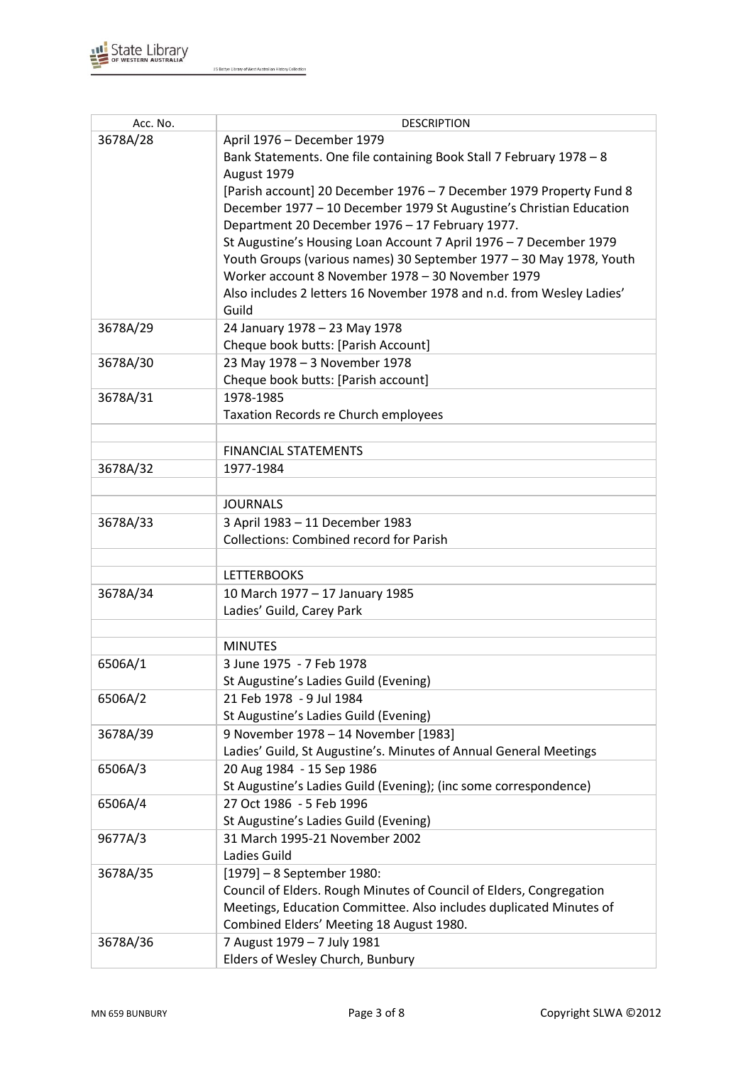| Acc. No. | DESCRIPTION |
|---|---|
| 3678A/28 | April 1976 – December 1979<br>Bank Statements. One file containing Book Stall 7 February 1978 – 8 August 1979<br>[Parish account] 20 December 1976 – 7 December 1979 Property Fund 8 December 1977 – 10 December 1979 St Augustine's Christian Education Department 20 December 1976 – 17 February 1977.<br>St Augustine's Housing Loan Account 7 April 1976 – 7 December 1979<br>Youth Groups (various names) 30 September 1977 – 30 May 1978, Youth Worker account 8 November 1978 – 30 November 1979<br>Also includes 2 letters 16 November 1978 and n.d. from Wesley Ladies' Guild |
| 3678A/29 | 24 January 1978 – 23 May 1978<br>Cheque book butts: [Parish Account] |
| 3678A/30 | 23 May 1978 – 3 November 1978<br>Cheque book butts: [Parish account] |
| 3678A/31 | 1978-1985<br>Taxation Records re Church employees |
| | |
| | FINANCIAL STATEMENTS |
| 3678A/32 | 1977-1984 |
| | |
| | JOURNALS |
| 3678A/33 | 3 April 1983 – 11 December 1983<br>Collections: Combined record for Parish |
| | |
| | LETTERBOOKS |
| 3678A/34 | 10 March 1977 – 17 January 1985<br>Ladies' Guild, Carey Park |
| | |
| | MINUTES |
| 6506A/1 | 3 June 1975 - 7 Feb 1978<br>St Augustine's Ladies Guild (Evening) |
| 6506A/2 | 21 Feb 1978 - 9 Jul 1984<br>St Augustine's Ladies Guild (Evening) |
| 3678A/39 | 9 November 1978 – 14 November [1983]<br>Ladies' Guild, St Augustine's. Minutes of Annual General Meetings |
| 6506A/3 | 20 Aug 1984 - 15 Sep 1986<br>St Augustine's Ladies Guild (Evening); (inc some correspondence) |
| 6506A/4 | 27 Oct 1986 - 5 Feb 1996<br>St Augustine's Ladies Guild (Evening) |
| 9677A/3 | 31 March 1995-21 November 2002<br>Ladies Guild |
| 3678A/35 | [1979] – 8 September 1980:<br>Council of Elders. Rough Minutes of Council of Elders, Congregation Meetings, Education Committee. Also includes duplicated Minutes of Combined Elders' Meeting 18 August 1980. |
| 3678A/36 | 7 August 1979 – 7 July 1981<br>Elders of Wesley Church, Bunbury |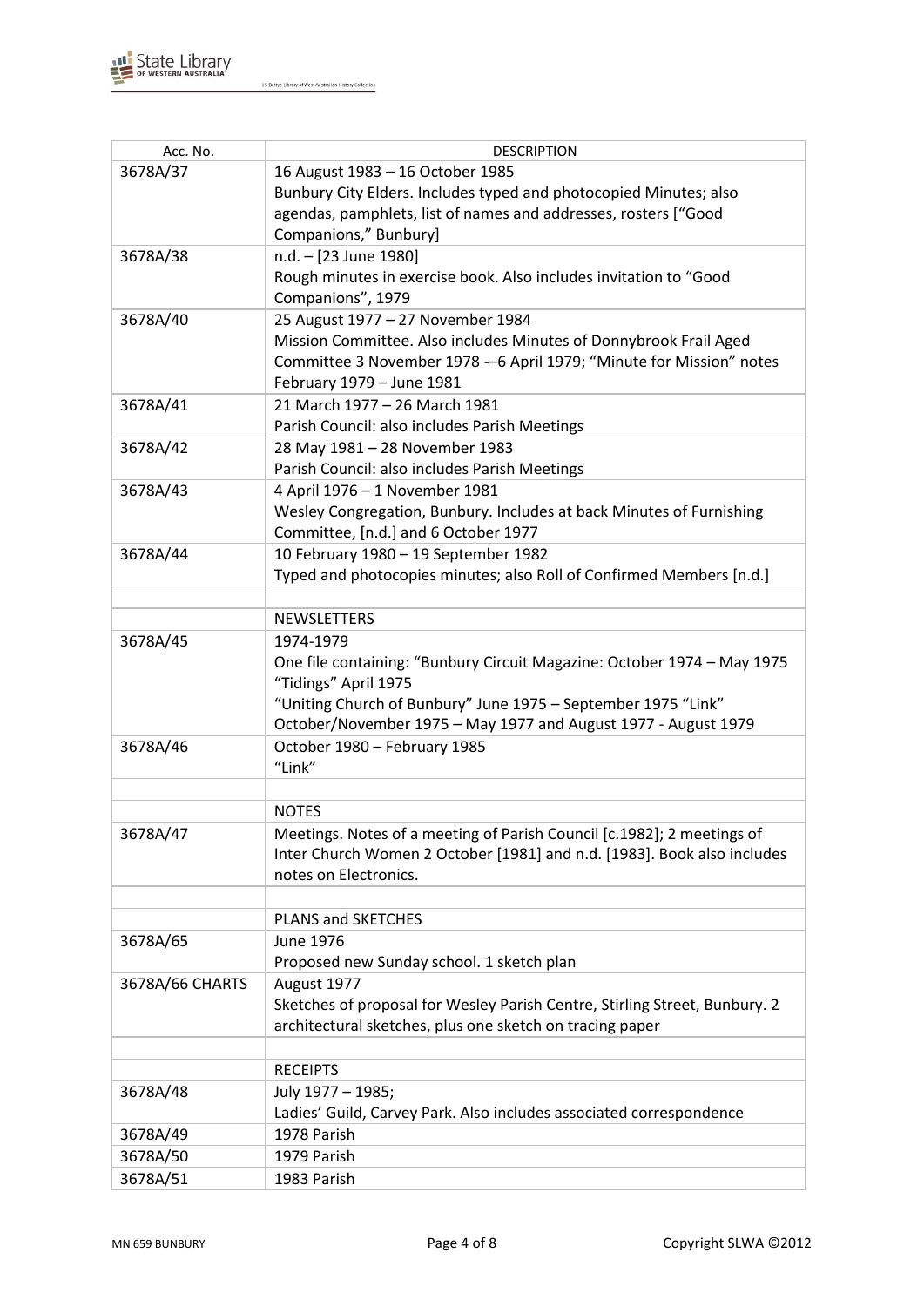| Acc. No. | DESCRIPTION |
|---|---|
| 3678A/37 | 16 August 1983 – 16 October 1985<br>Bunbury City Elders. Includes typed and photocopied Minutes; also agendas, pamphlets, list of names and addresses, rosters ["Good Companions," Bunbury] |
| 3678A/38 | n.d. – [23 June 1980]<br>Rough minutes in exercise book. Also includes invitation to "Good Companions", 1979 |
| 3678A/40 | 25 August 1977 – 27 November 1984<br>Mission Committee. Also includes Minutes of Donnybrook Frail Aged Committee 3 November 1978 -–6 April 1979; "Minute for Mission" notes February 1979 – June 1981 |
| 3678A/41 | 21 March 1977 – 26 March 1981<br>Parish Council: also includes Parish Meetings |
| 3678A/42 | 28 May 1981 – 28 November 1983<br>Parish Council: also includes Parish Meetings |
| 3678A/43 | 4 April 1976 – 1 November 1981<br>Wesley Congregation, Bunbury. Includes at back Minutes of Furnishing Committee, [n.d.] and 6 October 1977 |
| 3678A/44 | 10 February 1980 – 19 September 1982<br>Typed and photocopies minutes; also Roll of Confirmed Members [n.d.] |
| | |
| | NEWSLETTERS |
| 3678A/45 | 1974-1979<br>One file containing: "Bunbury Circuit Magazine: October 1974 – May 1975 "Tidings" April 1975<br>"Uniting Church of Bunbury" June 1975 – September 1975 "Link" October/November 1975 – May 1977 and August 1977 - August 1979 |
| 3678A/46 | October 1980 – February 1985<br>"Link" |
| | |
| | NOTES |
| 3678A/47 | Meetings. Notes of a meeting of Parish Council [c.1982]; 2 meetings of Inter Church Women 2 October [1981] and n.d. [1983]. Book also includes notes on Electronics. |
| | |
| | PLANS and SKETCHES |
| 3678A/65 | June 1976<br>Proposed new Sunday school. 1 sketch plan |
| 3678A/66 CHARTS | August 1977<br>Sketches of proposal for Wesley Parish Centre, Stirling Street, Bunbury. 2 architectural sketches, plus one sketch on tracing paper |
| | |
| | RECEIPTS |
| 3678A/48 | July 1977 – 1985;<br>Ladies' Guild, Carvey Park. Also includes associated correspondence |
| 3678A/49 | 1978 Parish |
| 3678A/50 | 1979 Parish |
| 3678A/51 | 1983 Parish |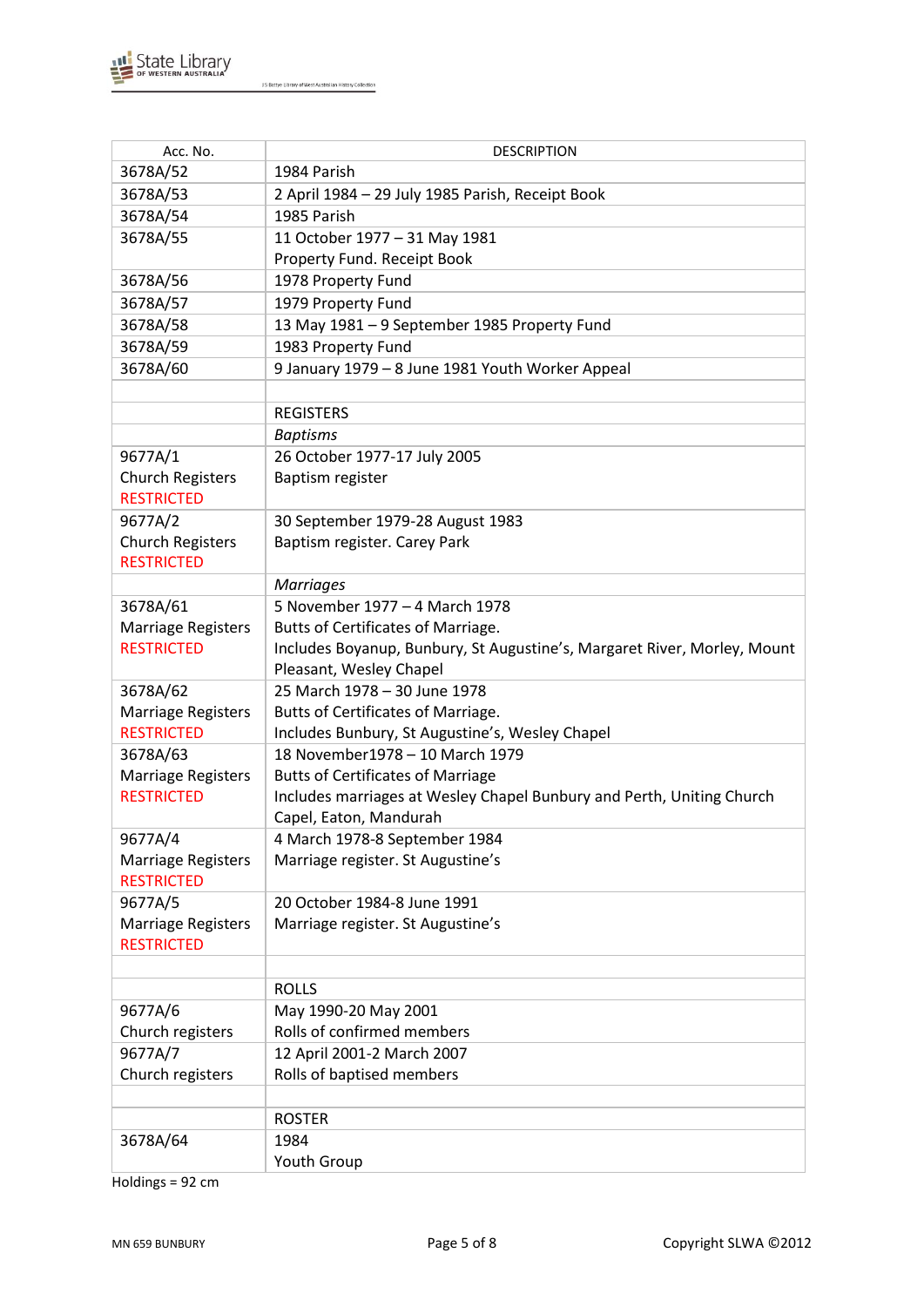| Acc. No. | DESCRIPTION |
|---|---|
| 3678A/52 | 1984 Parish |
| 3678A/53 | 2 April 1984 – 29 July 1985 Parish, Receipt Book |
| 3678A/54 | 1985 Parish |
| 3678A/55 | 11 October 1977 – 31 May 1981<br>Property Fund. Receipt Book |
| 3678A/56 | 1978 Property Fund |
| 3678A/57 | 1979 Property Fund |
| 3678A/58 | 13 May 1981 – 9 September 1985 Property Fund |
| 3678A/59 | 1983 Property Fund |
| 3678A/60 | 9 January 1979 – 8 June 1981 Youth Worker Appeal |
| | |
| | REGISTERS |
| | *Baptisms* |
| 9677A/1<br>Church Registers<br>RESTRICTED | 26 October 1977-17 July 2005<br>Baptism register |
| 9677A/2<br>Church Registers<br>RESTRICTED | 30 September 1979-28 August 1983<br>Baptism register. Carey Park |
| | *Marriages* |
| 3678A/61<br>Marriage Registers<br>RESTRICTED | 5 November 1977 – 4 March 1978<br>Butts of Certificates of Marriage.<br>Includes Boyanup, Bunbury, St Augustine's, Margaret River, Morley, Mount Pleasant, Wesley Chapel |
| 3678A/62<br>Marriage Registers<br>RESTRICTED | 25 March 1978 – 30 June 1978<br>Butts of Certificates of Marriage.<br>Includes Bunbury, St Augustine's, Wesley Chapel |
| 3678A/63<br>Marriage Registers<br>RESTRICTED | 18 November1978 – 10 March 1979<br>Butts of Certificates of Marriage<br>Includes marriages at Wesley Chapel Bunbury and Perth, Uniting Church Capel, Eaton, Mandurah |
| 9677A/4<br>Marriage Registers<br>RESTRICTED | 4 March 1978-8 September 1984<br>Marriage register. St Augustine's |
| 9677A/5<br>Marriage Registers<br>RESTRICTED | 20 October 1984-8 June 1991<br>Marriage register. St Augustine's |
| | |
| | ROLLS |
| 9677A/6<br>Church registers | May 1990-20 May 2001<br>Rolls of confirmed members |
| 9677A/7<br>Church registers | 12 April 2001-2 March 2007<br>Rolls of baptised members |
| | |
| | ROSTER |
| 3678A/64 | 1984<br>Youth Group |

Holdings = 92 cm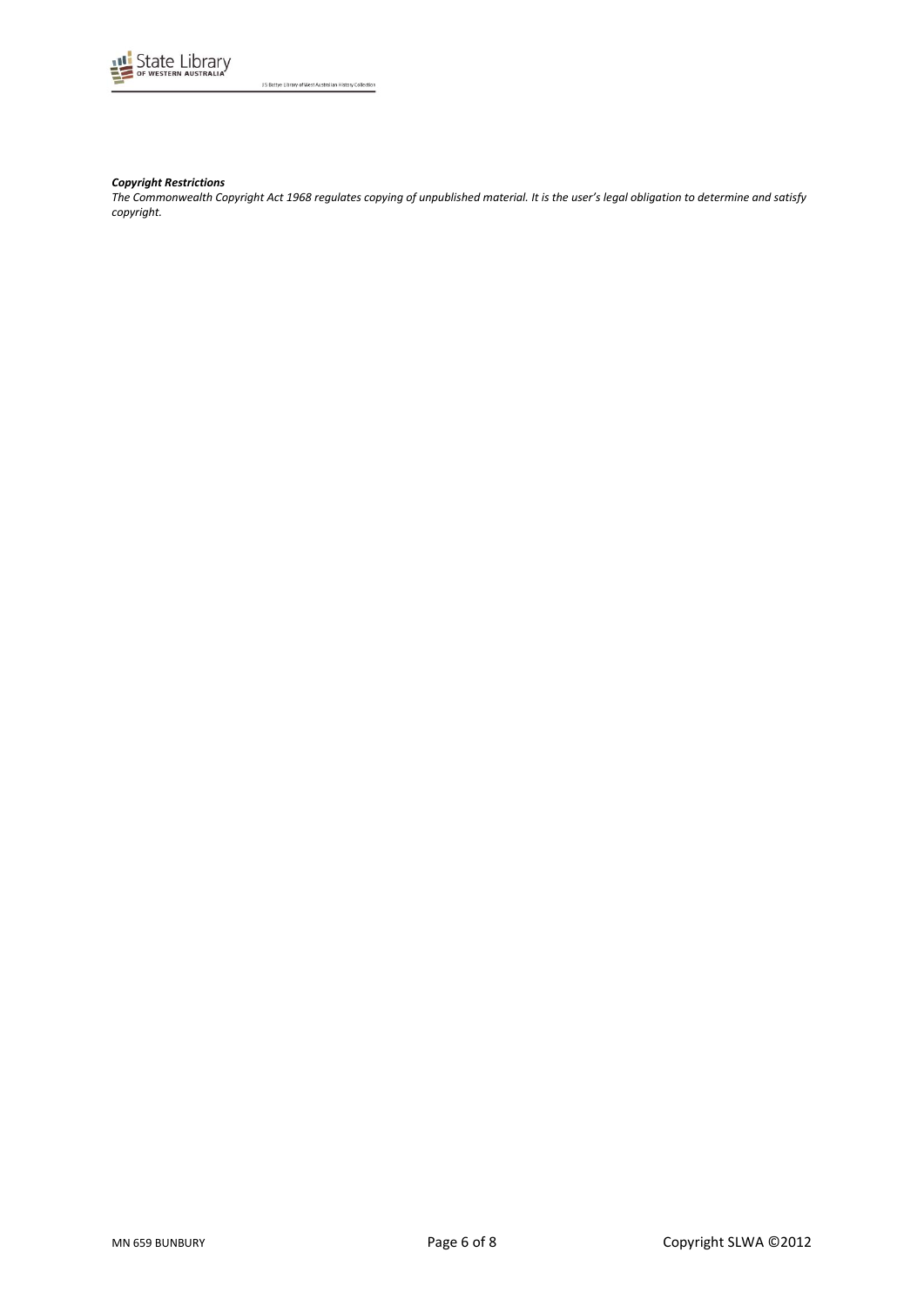***Copyright Restrictions***

*The Commonwealth Copyright Act 1968 regulates copying of unpublished material. It is the user's legal obligation to determine and satisfy copyright.*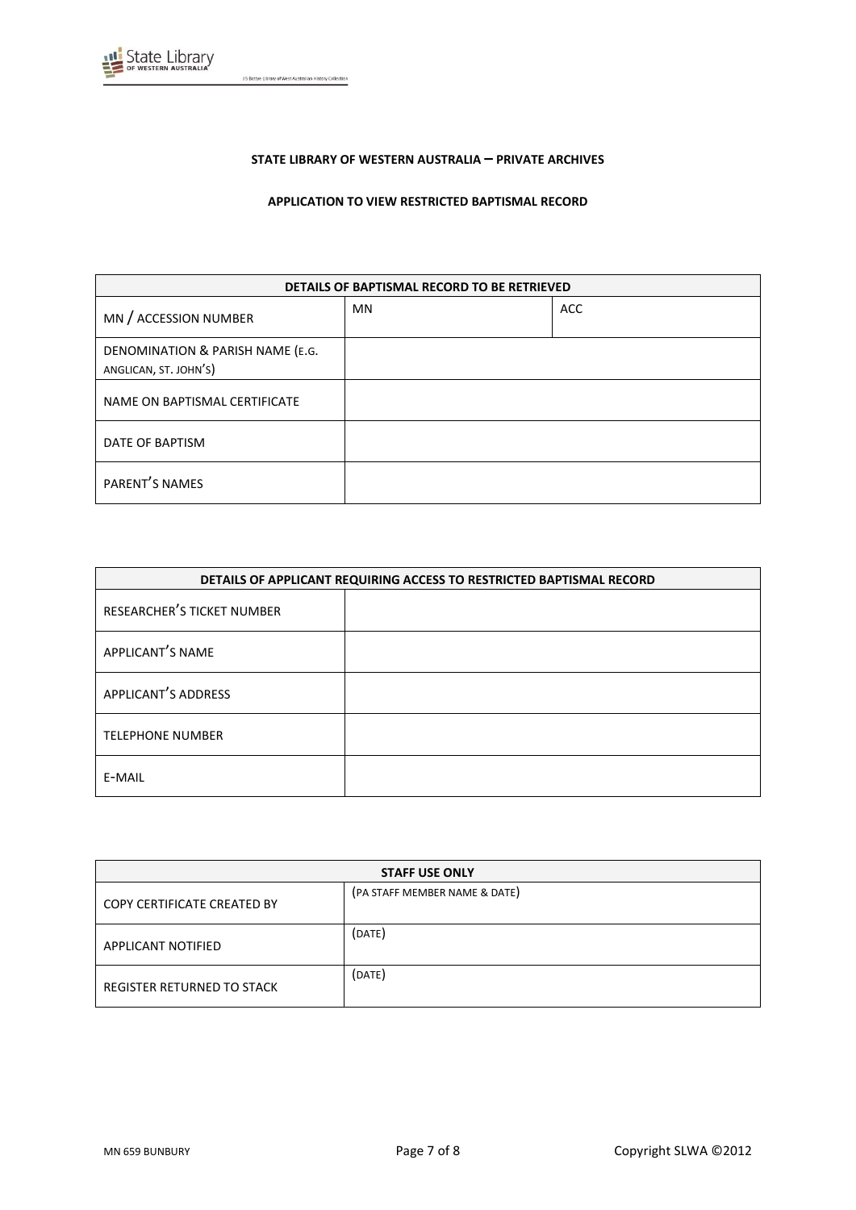**STATE LIBRARY OF WESTERN AUSTRALIA – PRIVATE ARCHIVES**

**APPLICATION TO VIEW RESTRICTED BAPTISMAL RECORD**

| DETAILS OF BAPTISMAL RECORD TO BE RETRIEVED | | |
|---|---|---|
| MN / ACCESSION NUMBER | MN | ACC |
| DENOMINATION & PARISH NAME (E.G. ANGLICAN, ST. JOHN'S) | | |
| NAME ON BAPTISMAL CERTIFICATE | | |
| DATE OF BAPTISM | | |
| PARENT'S NAMES | | |

| DETAILS OF APPLICANT REQUIRING ACCESS TO RESTRICTED BAPTISMAL RECORD | |
|---|---|
| RESEARCHER'S TICKET NUMBER | |
| APPLICANT'S NAME | |
| APPLICANT'S ADDRESS | |
| TELEPHONE NUMBER | |
| E-MAIL | |

| STAFF USE ONLY | |
|---|---|
| COPY CERTIFICATE CREATED BY | (PA STAFF MEMBER NAME & DATE) |
| APPLICANT NOTIFIED | (DATE) |
| REGISTER RETURNED TO STACK | (DATE) |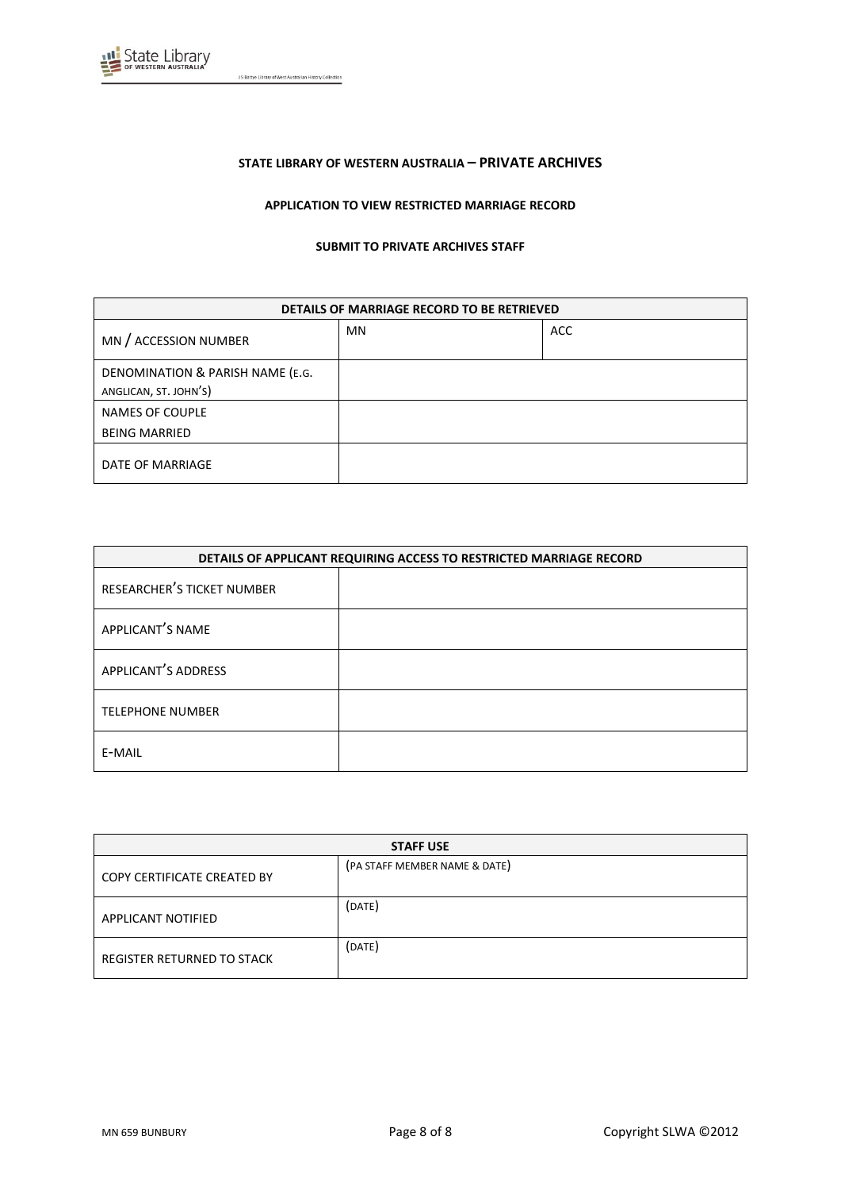**STATE LIBRARY OF WESTERN AUSTRALIA – PRIVATE ARCHIVES**

**APPLICATION TO VIEW RESTRICTED MARRIAGE RECORD**

**SUBMIT TO PRIVATE ARCHIVES STAFF**

| DETAILS OF MARRIAGE RECORD TO BE RETRIEVED | | |
|---|---|---|
| MN / ACCESSION NUMBER | MN | ACC |
| DENOMINATION & PARISH NAME (E.G. ANGLICAN, ST. JOHN'S) | | |
| NAMES OF COUPLE BEING MARRIED | | |
| DATE OF MARRIAGE | | |

| DETAILS OF APPLICANT REQUIRING ACCESS TO RESTRICTED MARRIAGE RECORD | |
|---|---|
| RESEARCHER'S TICKET NUMBER | |
| APPLICANT'S NAME | |
| APPLICANT'S ADDRESS | |
| TELEPHONE NUMBER | |
| E-MAIL | |

| STAFF USE | |
|---|---|
| COPY CERTIFICATE CREATED BY | (PA STAFF MEMBER NAME & DATE) |
| APPLICANT NOTIFIED | (DATE) |
| REGISTER RETURNED TO STACK | (DATE) |